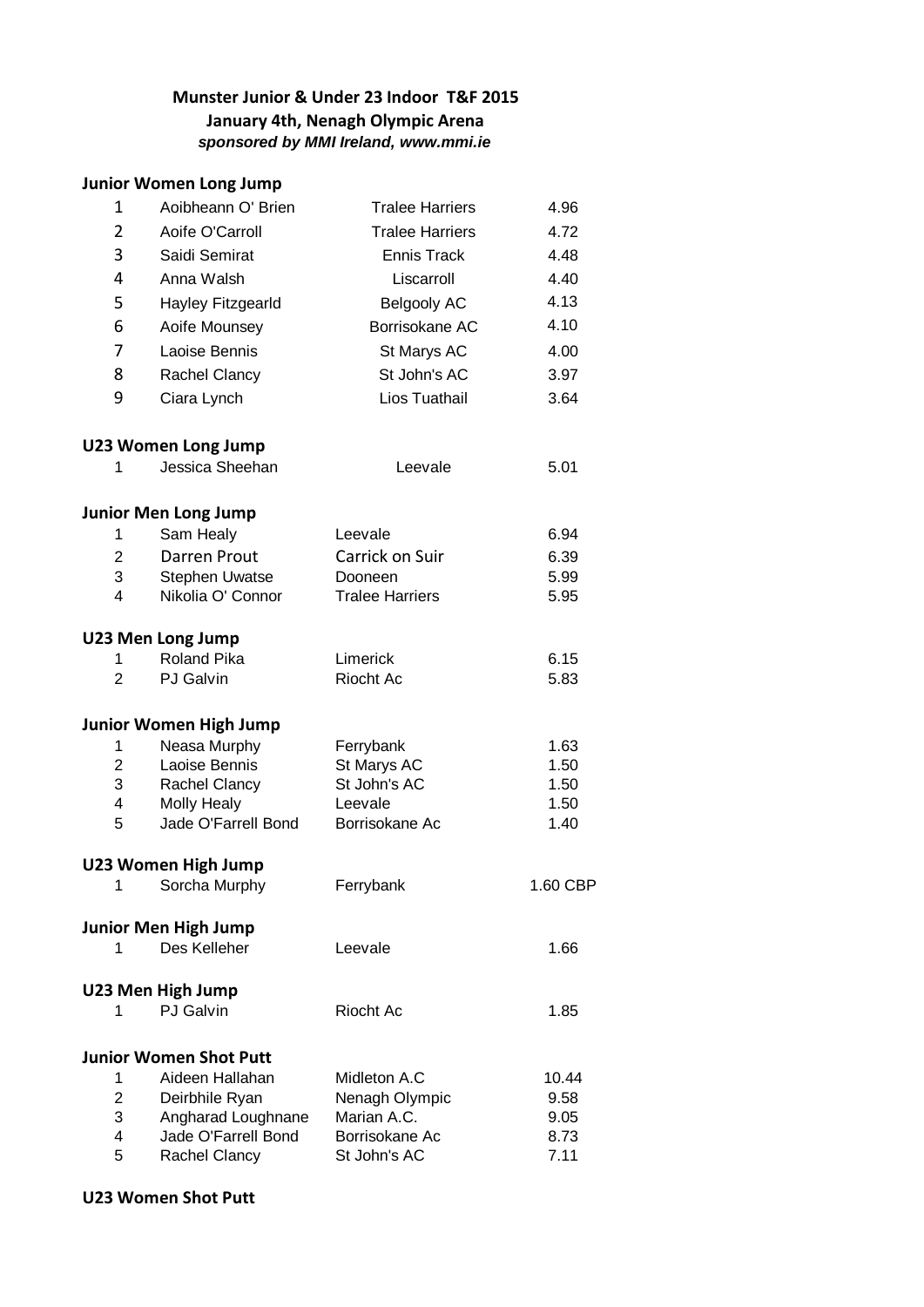# Munster Junior & Under 23 Indoor T&F 2015

**January 4th, Nenagh Olympic Arena**

***sponsored by MMI Ireland, www.mmi.ie***

## Junior Women Long Jump

| | | | |
|---|---|---|---|
| 1 | Aoibheann O' Brien | Tralee Harriers | 4.96 |
| 2 | Aoife O'Carroll | Tralee Harriers | 4.72 |
| 3 | Saidi Semirat | Ennis Track | 4.48 |
| 4 | Anna Walsh | Liscarroll | 4.40 |
| 5 | Hayley Fitzgearld | Belgooly AC | 4.13 |
| 6 | Aoife Mounsey | Borrisokane AC | 4.10 |
| 7 | Laoise Bennis | St Marys AC | 4.00 |
| 8 | Rachel Clancy | St John's AC | 3.97 |
| 9 | Ciara Lynch | Lios Tuathail | 3.64 |

## U23 Women Long Jump

| | | | |
|---|---|---|---|
| 1 | Jessica Sheehan | Leevale | 5.01 |

## Junior Men Long Jump

| | | | |
|---|---|---|---|
| 1 | Sam Healy | Leevale | 6.94 |
| 2 | Darren Prout | Carrick on Suir | 6.39 |
| 3 | Stephen Uwatse | Dooneen | 5.99 |
| 4 | Nikolia O' Connor | Tralee Harriers | 5.95 |

## U23 Men Long Jump

| | | | |
|---|---|---|---|
| 1 | Roland Pika | Limerick | 6.15 |
| 2 | PJ Galvin | Riocht Ac | 5.83 |

## Junior Women High Jump

| | | | |
|---|---|---|---|
| 1 | Neasa Murphy | Ferrybank | 1.63 |
| 2 | Laoise Bennis | St Marys AC | 1.50 |
| 3 | Rachel Clancy | St John's AC | 1.50 |
| 4 | Molly Healy | Leevale | 1.50 |
| 5 | Jade O'Farrell Bond | Borrisokane Ac | 1.40 |

## U23 Women High Jump

| | | | |
|---|---|---|---|
| 1 | Sorcha Murphy | Ferrybank | 1.60 CBP |

## Junior Men High Jump

| | | | |
|---|---|---|---|
| 1 | Des Kelleher | Leevale | 1.66 |

## U23 Men High Jump

| | | | |
|---|---|---|---|
| 1 | PJ Galvin | Riocht Ac | 1.85 |

## Junior Women Shot Putt

| | | | |
|---|---|---|---|
| 1 | Aideen Hallahan | Midleton A.C | 10.44 |
| 2 | Deirbhile Ryan | Nenagh Olympic | 9.58 |
| 3 | Angharad Loughnane | Marian A.C. | 9.05 |
| 4 | Jade O'Farrell Bond | Borrisokane Ac | 8.73 |
| 5 | Rachel Clancy | St John's AC | 7.11 |

## U23 Women Shot Putt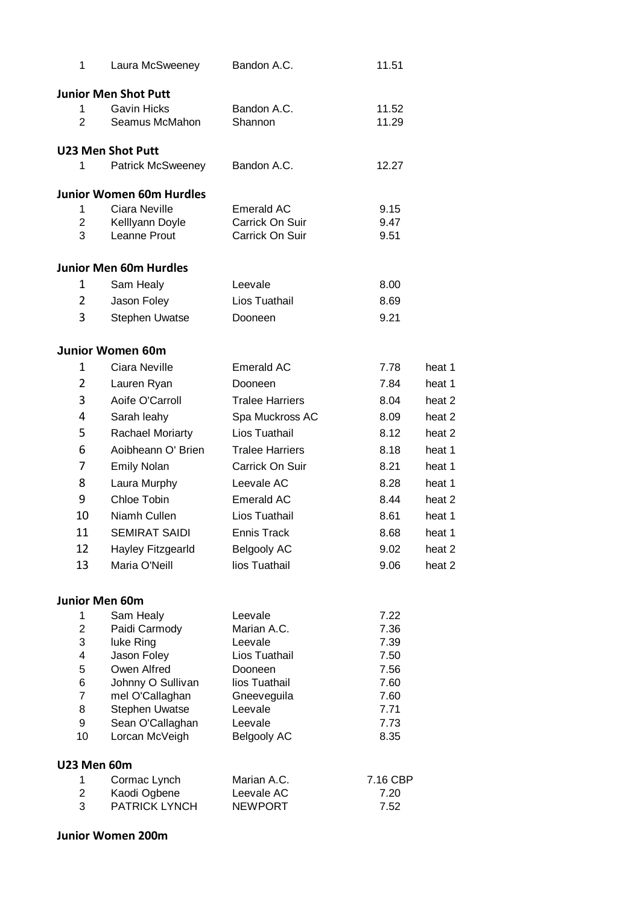| | | | |
|---|---|---|---|
| 1 | Laura McSweeney | Bandon A.C. | 11.51 |

### Junior Men Shot Putt

| | | | |
|---|---|---|---|
| 1 | Gavin Hicks | Bandon A.C. | 11.52 |
| 2 | Seamus McMahon | Shannon | 11.29 |

### U23 Men Shot Putt

| | | | |
|---|---|---|---|
| 1 | Patrick McSweeney | Bandon A.C. | 12.27 |

### Junior Women 60m Hurdles

| | | | |
|---|---|---|---|
| 1 | Ciara Neville | Emerald AC | 9.15 |
| 2 | Kelllyann Doyle | Carrick On Suir | 9.47 |
| 3 | Leanne Prout | Carrick On Suir | 9.51 |

### Junior Men 60m Hurdles

| | | | |
|---|---|---|---|
| 1 | Sam Healy | Leevale | 8.00 |
| 2 | Jason Foley | Lios Tuathail | 8.69 |
| 3 | Stephen Uwatse | Dooneen | 9.21 |

### Junior Women 60m

| | | | | |
|---|---|---|---|---|
| 1 | Ciara Neville | Emerald AC | 7.78 | heat 1 |
| 2 | Lauren Ryan | Dooneen | 7.84 | heat 1 |
| 3 | Aoife O'Carroll | Tralee Harriers | 8.04 | heat 2 |
| 4 | Sarah leahy | Spa Muckross AC | 8.09 | heat 2 |
| 5 | Rachael Moriarty | Lios Tuathail | 8.12 | heat 2 |
| 6 | Aoibheann O' Brien | Tralee Harriers | 8.18 | heat 1 |
| 7 | Emily Nolan | Carrick On Suir | 8.21 | heat 1 |
| 8 | Laura Murphy | Leevale AC | 8.28 | heat 1 |
| 9 | Chloe Tobin | Emerald AC | 8.44 | heat 2 |
| 10 | Niamh Cullen | Lios Tuathail | 8.61 | heat 1 |
| 11 | SEMIRAT SAIDI | Ennis Track | 8.68 | heat 1 |
| 12 | Hayley Fitzgearld | Belgooly AC | 9.02 | heat 2 |
| 13 | Maria O'Neill | lios Tuathail | 9.06 | heat 2 |

### Junior Men 60m

| | | | |
|---|---|---|---|
| 1 | Sam Healy | Leevale | 7.22 |
| 2 | Paidi Carmody | Marian A.C. | 7.36 |
| 3 | luke Ring | Leevale | 7.39 |
| 4 | Jason Foley | Lios Tuathail | 7.50 |
| 5 | Owen Alfred | Dooneen | 7.56 |
| 6 | Johnny O Sullivan | lios Tuathail | 7.60 |
| 7 | mel O'Callaghan | Gneeveguila | 7.60 |
| 8 | Stephen Uwatse | Leevale | 7.71 |
| 9 | Sean O'Callaghan | Leevale | 7.73 |
| 10 | Lorcan McVeigh | Belgooly AC | 8.35 |

### U23 Men 60m

| | | | |
|---|---|---|---|
| 1 | Cormac Lynch | Marian A.C. | 7.16 CBP |
| 2 | Kaodi Ogbene | Leevale AC | 7.20 |
| 3 | PATRICK LYNCH | NEWPORT | 7.52 |

### Junior Women 200m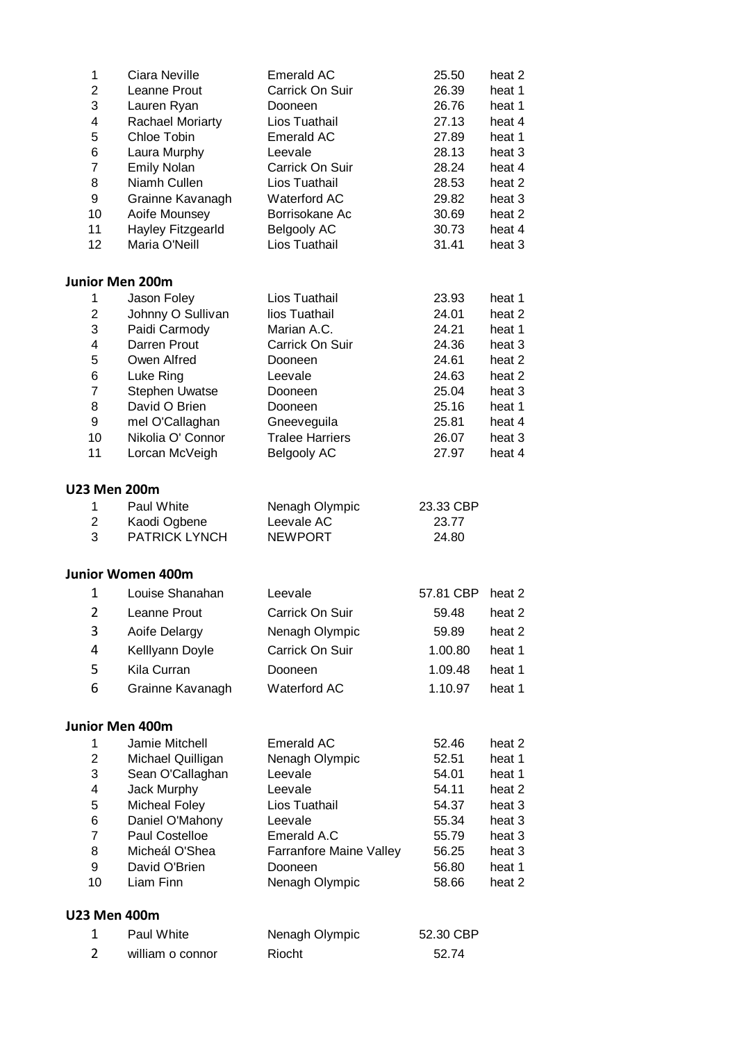| | | | | |
|---|---|---|---|---|
| 1 | Ciara Neville | Emerald AC | 25.50 | heat 2 |
| 2 | Leanne Prout | Carrick On Suir | 26.39 | heat 1 |
| 3 | Lauren Ryan | Dooneen | 26.76 | heat 1 |
| 4 | Rachael Moriarty | Lios Tuathail | 27.13 | heat 4 |
| 5 | Chloe Tobin | Emerald AC | 27.89 | heat 1 |
| 6 | Laura Murphy | Leevale | 28.13 | heat 3 |
| 7 | Emily Nolan | Carrick On Suir | 28.24 | heat 4 |
| 8 | Niamh Cullen | Lios Tuathail | 28.53 | heat 2 |
| 9 | Grainne Kavanagh | Waterford AC | 29.82 | heat 3 |
| 10 | Aoife Mounsey | Borrisokane Ac | 30.69 | heat 2 |
| 11 | Hayley Fitzgearld | Belgooly AC | 30.73 | heat 4 |
| 12 | Maria O'Neill | Lios Tuathail | 31.41 | heat 3 |

**Junior Men 200m**

| | | | | |
|---|---|---|---|---|
| 1 | Jason Foley | Lios Tuathail | 23.93 | heat 1 |
| 2 | Johnny O Sullivan | lios Tuathail | 24.01 | heat 2 |
| 3 | Paidi Carmody | Marian A.C. | 24.21 | heat 1 |
| 4 | Darren Prout | Carrick On Suir | 24.36 | heat 3 |
| 5 | Owen Alfred | Dooneen | 24.61 | heat 2 |
| 6 | Luke Ring | Leevale | 24.63 | heat 2 |
| 7 | Stephen Uwatse | Dooneen | 25.04 | heat 3 |
| 8 | David O Brien | Dooneen | 25.16 | heat 1 |
| 9 | mel O'Callaghan | Gneeveguila | 25.81 | heat 4 |
| 10 | Nikolia O' Connor | Tralee Harriers | 26.07 | heat 3 |
| 11 | Lorcan McVeigh | Belgooly AC | 27.97 | heat 4 |

**U23 Men 200m**

| | | | |
|---|---|---|---|
| 1 | Paul White | Nenagh Olympic | 23.33 CBP |
| 2 | Kaodi Ogbene | Leevale AC | 23.77 |
| 3 | PATRICK LYNCH | NEWPORT | 24.80 |

**Junior Women 400m**

| | | | | |
|---|---|---|---|---|
| 1 | Louise Shanahan | Leevale | 57.81 CBP | heat 2 |
| 2 | Leanne Prout | Carrick On Suir | 59.48 | heat 2 |
| 3 | Aoife Delargy | Nenagh Olympic | 59.89 | heat 2 |
| 4 | Kelllyann Doyle | Carrick On Suir | 1.00.80 | heat 1 |
| 5 | Kila Curran | Dooneen | 1.09.48 | heat 1 |
| 6 | Grainne Kavanagh | Waterford AC | 1.10.97 | heat 1 |

**Junior Men 400m**

| | | | | |
|---|---|---|---|---|
| 1 | Jamie Mitchell | Emerald AC | 52.46 | heat 2 |
| 2 | Michael Quilligan | Nenagh Olympic | 52.51 | heat 1 |
| 3 | Sean O'Callaghan | Leevale | 54.01 | heat 1 |
| 4 | Jack Murphy | Leevale | 54.11 | heat 2 |
| 5 | Micheal Foley | Lios Tuathail | 54.37 | heat 3 |
| 6 | Daniel O'Mahony | Leevale | 55.34 | heat 3 |
| 7 | Paul Costelloe | Emerald A.C | 55.79 | heat 3 |
| 8 | Micheál O'Shea | Farranfore Maine Valley | 56.25 | heat 3 |
| 9 | David O'Brien | Dooneen | 56.80 | heat 1 |
| 10 | Liam Finn | Nenagh Olympic | 58.66 | heat 2 |

**U23 Men 400m**

| | | | |
|---|---|---|---|
| 1 | Paul White | Nenagh Olympic | 52.30 CBP |
| 2 | william o connor | Riocht | 52.74 |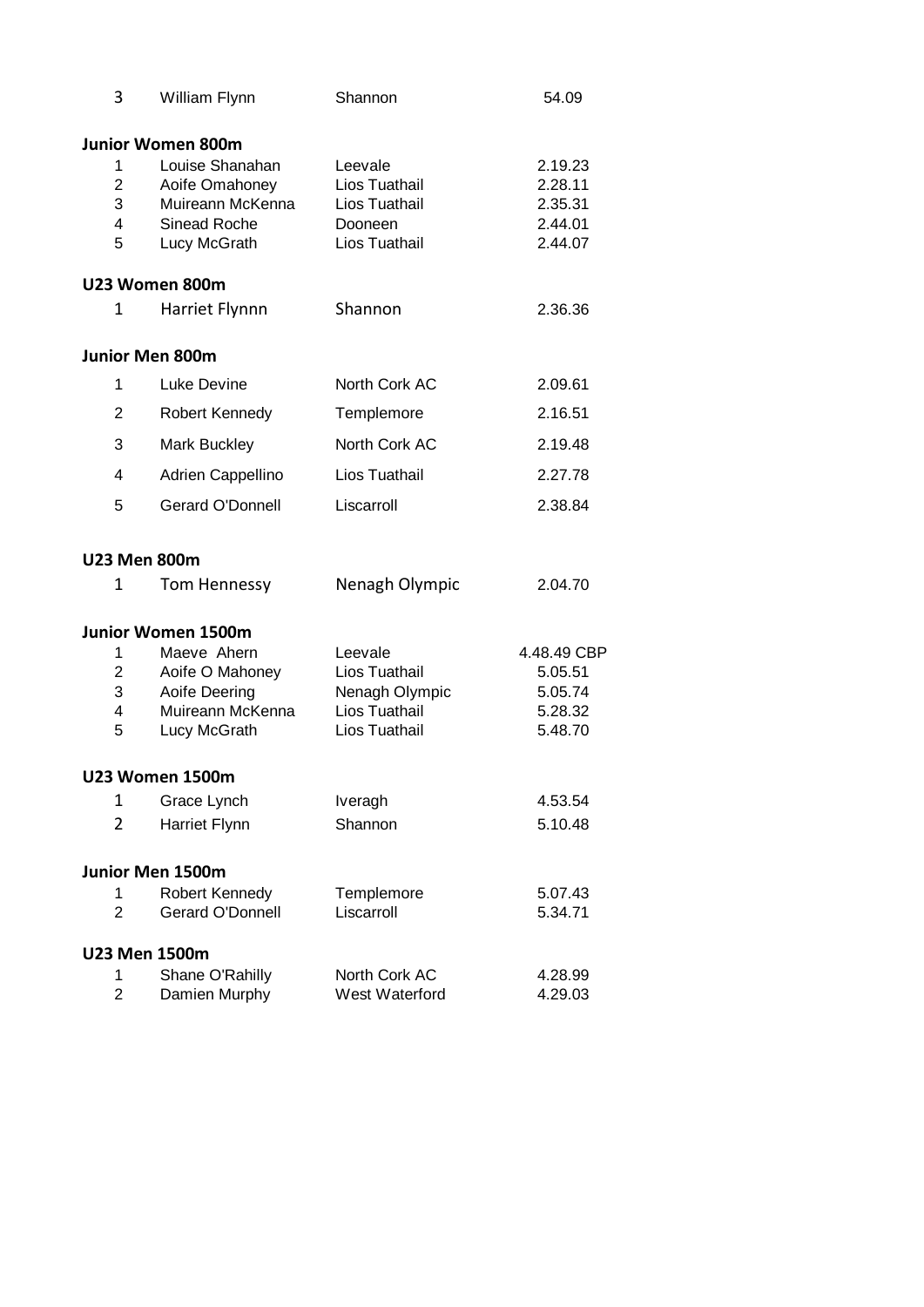| | | | |
|---|---|---|---|
| 3 | William Flynn | Shannon | 54.09 |

**Junior Women 800m**

| | | | |
|---|---|---|---|
| 1 | Louise Shanahan | Leevale | 2.19.23 |
| 2 | Aoife Omahoney | Lios Tuathail | 2.28.11 |
| 3 | Muireann McKenna | Lios Tuathail | 2.35.31 |
| 4 | Sinead Roche | Dooneen | 2.44.01 |
| 5 | Lucy McGrath | Lios Tuathail | 2.44.07 |

**U23 Women 800m**

| | | | |
|---|---|---|---|
| 1 | Harriet Flynnn | Shannon | 2.36.36 |

**Junior Men 800m**

| | | | |
|---|---|---|---|
| 1 | Luke Devine | North Cork AC | 2.09.61 |
| 2 | Robert Kennedy | Templemore | 2.16.51 |
| 3 | Mark Buckley | North Cork AC | 2.19.48 |
| 4 | Adrien Cappellino | Lios Tuathail | 2.27.78 |
| 5 | Gerard O'Donnell | Liscarroll | 2.38.84 |

**U23 Men 800m**

| | | | |
|---|---|---|---|
| 1 | Tom Hennessy | Nenagh Olympic | 2.04.70 |

**Junior Women 1500m**

| | | | |
|---|---|---|---|
| 1 | Maeve Ahern | Leevale | 4.48.49 CBP |
| 2 | Aoife O Mahoney | Lios Tuathail | 5.05.51 |
| 3 | Aoife Deering | Nenagh Olympic | 5.05.74 |
| 4 | Muireann McKenna | Lios Tuathail | 5.28.32 |
| 5 | Lucy McGrath | Lios Tuathail | 5.48.70 |

**U23 Women 1500m**

| | | | |
|---|---|---|---|
| 1 | Grace Lynch | Iveragh | 4.53.54 |
| 2 | Harriet Flynn | Shannon | 5.10.48 |

**Junior Men 1500m**

| | | | |
|---|---|---|---|
| 1 | Robert Kennedy | Templemore | 5.07.43 |
| 2 | Gerard O'Donnell | Liscarroll | 5.34.71 |

**U23 Men 1500m**

| | | | |
|---|---|---|---|
| 1 | Shane O'Rahilly | North Cork AC | 4.28.99 |
| 2 | Damien Murphy | West Waterford | 4.29.03 |